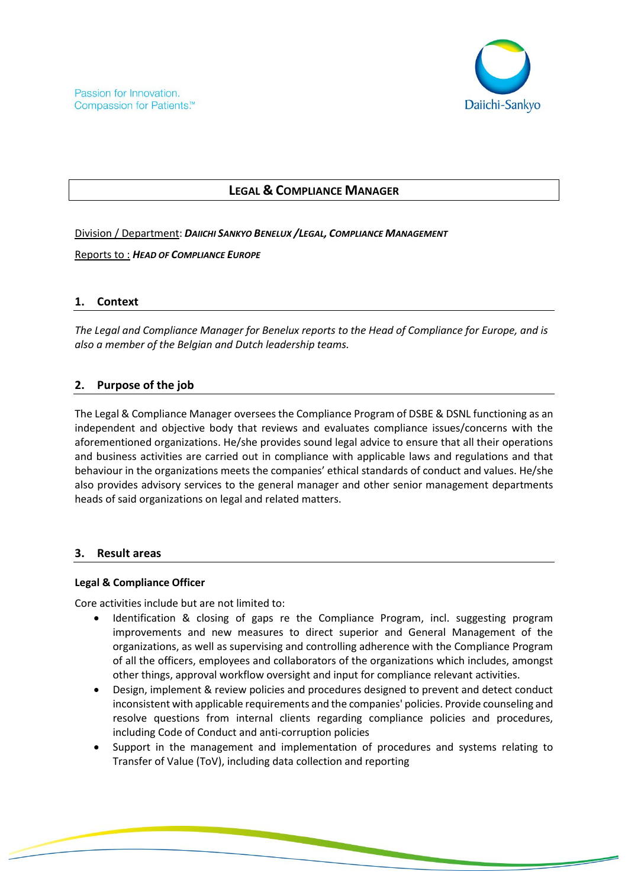Passion for Innovation.
Compassion for Patients.™

# LEGAL & COMPLIANCE MANAGER

Division / Department: ***DAIICHI SANKYO BENELUX /LEGAL, COMPLIANCE MANAGEMENT***

Reports to : ***HEAD OF COMPLIANCE EUROPE***

## 1. Context

*The Legal and Compliance Manager for Benelux reports to the Head of Compliance for Europe, and is also a member of the Belgian and Dutch leadership teams.*

## 2. Purpose of the job

The Legal & Compliance Manager oversees the Compliance Program of DSBE & DSNL functioning as an independent and objective body that reviews and evaluates compliance issues/concerns with the aforementioned organizations. He/she provides sound legal advice to ensure that all their operations and business activities are carried out in compliance with applicable laws and regulations and that behaviour in the organizations meets the companies' ethical standards of conduct and values. He/she also provides advisory services to the general manager and other senior management departments heads of said organizations on legal and related matters.

## 3. Result areas

**Legal & Compliance Officer**

Core activities include but are not limited to:

- Identification & closing of gaps re the Compliance Program, incl. suggesting program improvements and new measures to direct superior and General Management of the organizations, as well as supervising and controlling adherence with the Compliance Program of all the officers, employees and collaborators of the organizations which includes, amongst other things, approval workflow oversight and input for compliance relevant activities.
- Design, implement & review policies and procedures designed to prevent and detect conduct inconsistent with applicable requirements and the companies' policies. Provide counseling and resolve questions from internal clients regarding compliance policies and procedures, including Code of Conduct and anti-corruption policies
- Support in the management and implementation of procedures and systems relating to Transfer of Value (ToV), including data collection and reporting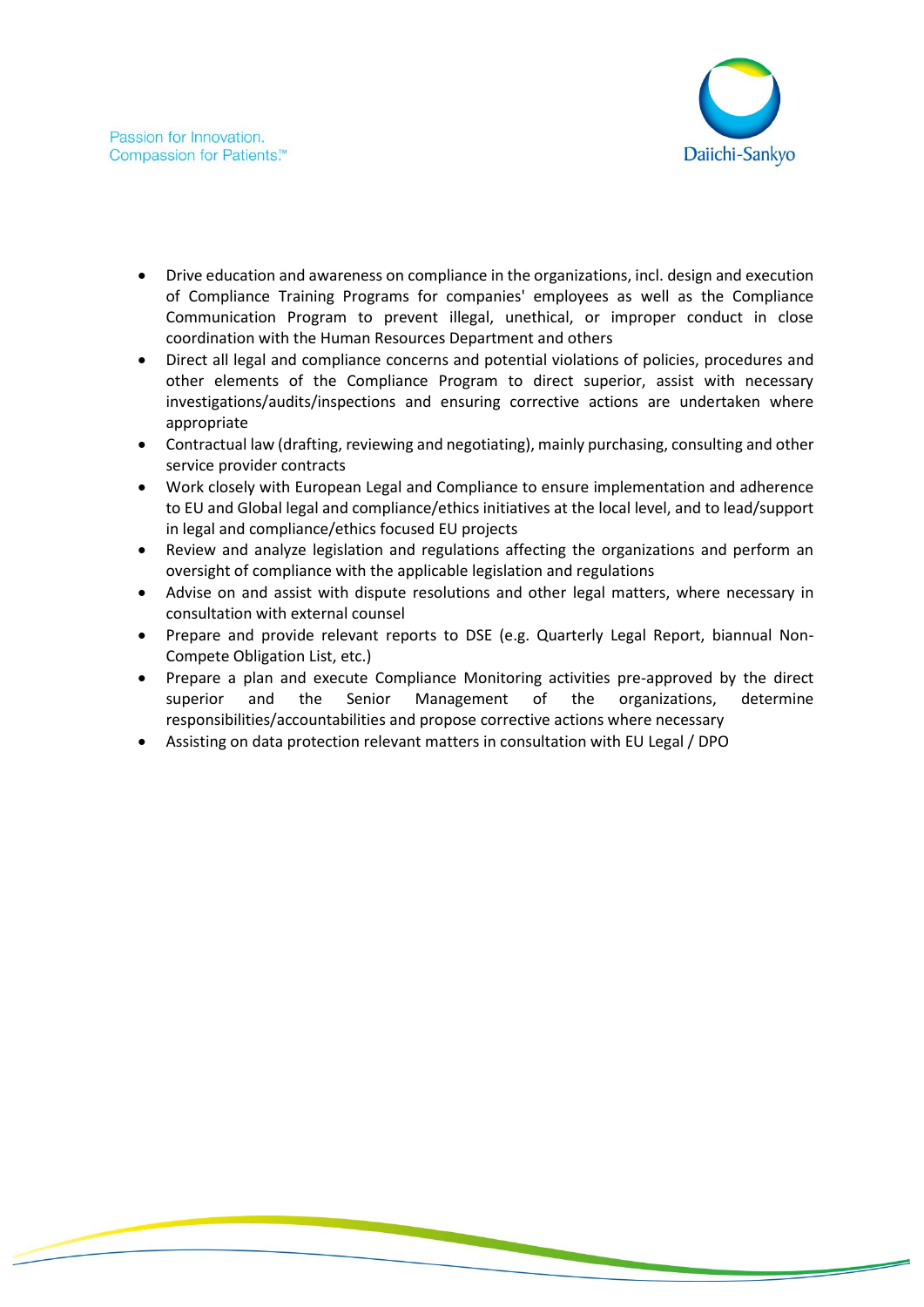- Drive education and awareness on compliance in the organizations, incl. design and execution of Compliance Training Programs for companies' employees as well as the Compliance Communication Program to prevent illegal, unethical, or improper conduct in close coordination with the Human Resources Department and others
- Direct all legal and compliance concerns and potential violations of policies, procedures and other elements of the Compliance Program to direct superior, assist with necessary investigations/audits/inspections and ensuring corrective actions are undertaken where appropriate
- Contractual law (drafting, reviewing and negotiating), mainly purchasing, consulting and other service provider contracts
- Work closely with European Legal and Compliance to ensure implementation and adherence to EU and Global legal and compliance/ethics initiatives at the local level, and to lead/support in legal and compliance/ethics focused EU projects
- Review and analyze legislation and regulations affecting the organizations and perform an oversight of compliance with the applicable legislation and regulations
- Advise on and assist with dispute resolutions and other legal matters, where necessary in consultation with external counsel
- Prepare and provide relevant reports to DSE (e.g. Quarterly Legal Report, biannual Non-Compete Obligation List, etc.)
- Prepare a plan and execute Compliance Monitoring activities pre-approved by the direct superior and the Senior Management of the organizations, determine responsibilities/accountabilities and propose corrective actions where necessary
- Assisting on data protection relevant matters in consultation with EU Legal / DPO